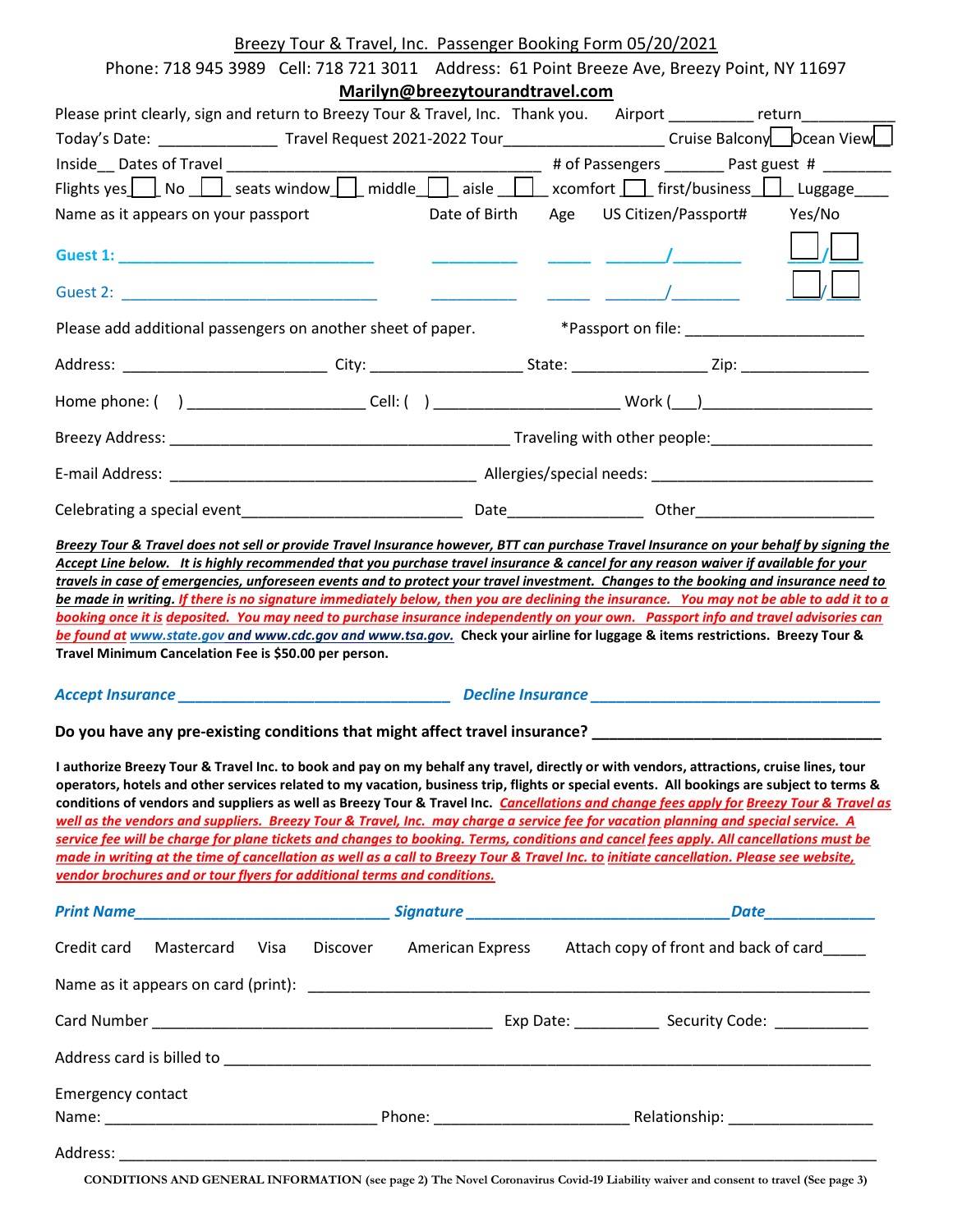Breezy Tour & Travel, Inc. Passenger Booking Form 05/20/2021

Phone: 718 945 3989 Cell: 718 721 3011 Address: 61 Point Breeze Ave, Breezy Point, NY 11697

**Marilyn@breezytourandtravel.com**

Please print clearly, sign and return to Breezy Tour & Travel, Inc. Thank you. Airport __________ return___________

Today's Date: ______________ Travel Request 2021-2022 Tour____________________ Cruise Balcony☐ Ocean View☐

Inside__ Dates of Travel ____________________________________________ # of Passengers _______ Past guest # ________

Flights yes☐ No ☐ seats window☐ middle☐ aisle ☐ xcomfort ☐ first/business☐ Luggage____

| Name as it appears on your passport | Date of Birth | Age | US Citizen/Passport# | Yes/No |
|---|---|---|---|---|
| Guest 1: ______________________________ | __________ | _____ | _______/________ | ☐/☐ |
| Guest 2: ______________________________ | __________ | _____ | _______/________ | ☐/☐ |

Please add additional passengers on another sheet of paper. *Passport on file: ____________________

Address: ________________________ City: __________________ State: ________________ Zip: _______________

Home phone: ( ) ____________________ Cell: ( ) _____________________ Work (___)____________________

Breezy Address: _________________________________________ Traveling with other people:___________________

E-mail Address: ____________________________________ Allergies/special needs: __________________________

Celebrating a special event__________________________ Date________________ Other_____________________

***Breezy Tour & Travel does not sell or provide Travel Insurance however, BTT can purchase Travel Insurance on your behalf by signing the Accept Line below. It is highly recommended that you purchase travel insurance & cancel for any reason waiver if available for your travels in case of emergencies, unforeseen events and to protect your travel investment. Changes to the booking and insurance need to be made in writing. If there is no signature immediately below, then you are declining the insurance. You may not be able to add it to a booking once it is deposited. You may need to purchase insurance independently on your own. Passport info and travel advisories can be found at www.state.gov and www.cdc.gov and www.tsa.gov.*** **Check your airline for luggage & items restrictions. Breezy Tour & Travel Minimum Cancelation Fee is $50.00 per person.**

***Accept Insurance*** ________________________________ ***Decline Insurance*** __________________________________

**Do you have any pre-existing conditions that might affect travel insurance?** _________________________________

**I authorize Breezy Tour & Travel Inc. to book and pay on my behalf any travel, directly or with vendors, attractions, cruise lines, tour operators, hotels and other services related to my vacation, business trip, flights or special events. All bookings are subject to terms & conditions of vendors and suppliers as well as Breezy Tour & Travel Inc.** ***Cancellations and change fees apply for Breezy Tour & Travel as well as the vendors and suppliers. Breezy Tour & Travel, Inc. may charge a service fee for vacation planning and special service. A service fee will be charge for plane tickets and changes to booking. Terms, conditions and cancel fees apply. All cancellations must be made in writing at the time of cancellation as well as a call to Breezy Tour & Travel Inc. to initiate cancellation. Please see website, vendor brochures and or tour flyers for additional terms and conditions.***

***Print Name***______________________________ ***Signature*** _______________________________***Date***_____________

Credit card Mastercard Visa Discover American Express Attach copy of front and back of card_____

Name as it appears on card (print): ____________________________________________________________________

Card Number ________________________________________ Exp Date: __________ Security Code: ___________

Address card is billed to ______________________________________________________________________________

Emergency contact

Name: ________________________________ Phone: _______________________ Relationship: _________________

Address: __________________________________________________________________________________________

CONDITIONS AND GENERAL INFORMATION (see page 2) The Novel Coronavirus Covid-19 Liability waiver and consent to travel (See page 3)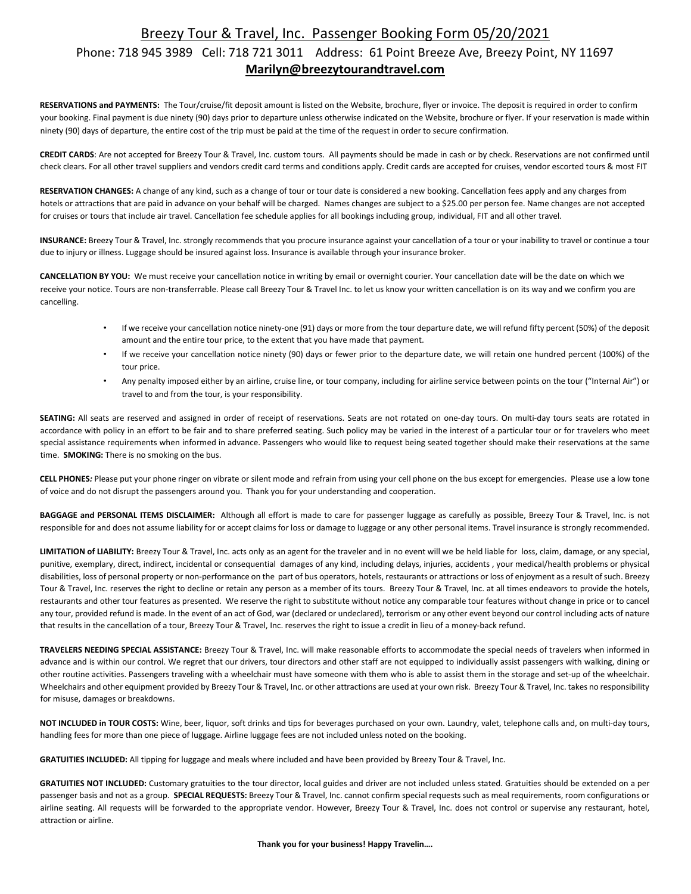# Breezy Tour & Travel, Inc. Passenger Booking Form 05/20/2021

Phone: 718 945 3989 Cell: 718 721 3011 Address: 61 Point Breeze Ave, Breezy Point, NY 11697

**Marilyn@breezytourandtravel.com**

**RESERVATIONS and PAYMENTS:** The Tour/cruise/fit deposit amount is listed on the Website, brochure, flyer or invoice. The deposit is required in order to confirm your booking. Final payment is due ninety (90) days prior to departure unless otherwise indicated on the Website, brochure or flyer. If your reservation is made within ninety (90) days of departure, the entire cost of the trip must be paid at the time of the request in order to secure confirmation.

**CREDIT CARDS**: Are not accepted for Breezy Tour & Travel, Inc. custom tours. All payments should be made in cash or by check. Reservations are not confirmed until check clears. For all other travel suppliers and vendors credit card terms and conditions apply. Credit cards are accepted for cruises, vendor escorted tours & most FIT

**RESERVATION CHANGES:** A change of any kind, such as a change of tour or tour date is considered a new booking. Cancellation fees apply and any charges from hotels or attractions that are paid in advance on your behalf will be charged. Names changes are subject to a $25.00 per person fee. Name changes are not accepted for cruises or tours that include air travel. Cancellation fee schedule applies for all bookings including group, individual, FIT and all other travel.

**INSURANCE:** Breezy Tour & Travel, Inc. strongly recommends that you procure insurance against your cancellation of a tour or your inability to travel or continue a tour due to injury or illness. Luggage should be insured against loss. Insurance is available through your insurance broker.

**CANCELLATION BY YOU:** We must receive your cancellation notice in writing by email or overnight courier. Your cancellation date will be the date on which we receive your notice. Tours are non-transferrable. Please call Breezy Tour & Travel Inc. to let us know your written cancellation is on its way and we confirm you are cancelling.

- If we receive your cancellation notice ninety-one (91) days or more from the tour departure date, we will refund fifty percent (50%) of the deposit amount and the entire tour price, to the extent that you have made that payment.
- If we receive your cancellation notice ninety (90) days or fewer prior to the departure date, we will retain one hundred percent (100%) of the tour price.
- Any penalty imposed either by an airline, cruise line, or tour company, including for airline service between points on the tour ("Internal Air") or travel to and from the tour, is your responsibility.

**SEATING:** All seats are reserved and assigned in order of receipt of reservations. Seats are not rotated on one-day tours. On multi-day tours seats are rotated in accordance with policy in an effort to be fair and to share preferred seating. Such policy may be varied in the interest of a particular tour or for travelers who meet special assistance requirements when informed in advance. Passengers who would like to request being seated together should make their reservations at the same time. **SMOKING:** There is no smoking on the bus.

**CELL PHONES***:* Please put your phone ringer on vibrate or silent mode and refrain from using your cell phone on the bus except for emergencies. Please use a low tone of voice and do not disrupt the passengers around you. Thank you for your understanding and cooperation.

**BAGGAGE and PERSONAL ITEMS DISCLAIMER:** Although all effort is made to care for passenger luggage as carefully as possible, Breezy Tour & Travel, Inc. is not responsible for and does not assume liability for or accept claims for loss or damage to luggage or any other personal items. Travel insurance is strongly recommended.

**LIMITATION of LIABILITY:** Breezy Tour & Travel, Inc. acts only as an agent for the traveler and in no event will we be held liable for loss, claim, damage, or any special, punitive, exemplary, direct, indirect, incidental or consequential damages of any kind, including delays, injuries, accidents , your medical/health problems or physical disabilities, loss of personal property or non-performance on the part of bus operators, hotels, restaurants or attractions or loss of enjoyment as a result of such. Breezy Tour & Travel, Inc. reserves the right to decline or retain any person as a member of its tours. Breezy Tour & Travel, Inc. at all times endeavors to provide the hotels, restaurants and other tour features as presented. We reserve the right to substitute without notice any comparable tour features without change in price or to cancel any tour, provided refund is made. In the event of an act of God, war (declared or undeclared), terrorism or any other event beyond our control including acts of nature that results in the cancellation of a tour, Breezy Tour & Travel, Inc. reserves the right to issue a credit in lieu of a money-back refund.

**TRAVELERS NEEDING SPECIAL ASSISTANCE:** Breezy Tour & Travel, Inc. will make reasonable efforts to accommodate the special needs of travelers when informed in advance and is within our control. We regret that our drivers, tour directors and other staff are not equipped to individually assist passengers with walking, dining or other routine activities. Passengers traveling with a wheelchair must have someone with them who is able to assist them in the storage and set-up of the wheelchair. Wheelchairs and other equipment provided by Breezy Tour & Travel, Inc. or other attractions are used at your own risk. Breezy Tour & Travel, Inc. takes no responsibility for misuse, damages or breakdowns.

**NOT INCLUDED in TOUR COSTS:** Wine, beer, liquor, soft drinks and tips for beverages purchased on your own. Laundry, valet, telephone calls and, on multi-day tours, handling fees for more than one piece of luggage. Airline luggage fees are not included unless noted on the booking.

**GRATUITIES INCLUDED:** All tipping for luggage and meals where included and have been provided by Breezy Tour & Travel, Inc.

**GRATUITIES NOT INCLUDED:** Customary gratuities to the tour director, local guides and driver are not included unless stated. Gratuities should be extended on a per passenger basis and not as a group. **SPECIAL REQUESTS:** Breezy Tour & Travel, Inc. cannot confirm special requests such as meal requirements, room configurations or airline seating. All requests will be forwarded to the appropriate vendor. However, Breezy Tour & Travel, Inc. does not control or supervise any restaurant, hotel, attraction or airline.

**Thank you for your business! Happy Travelin….**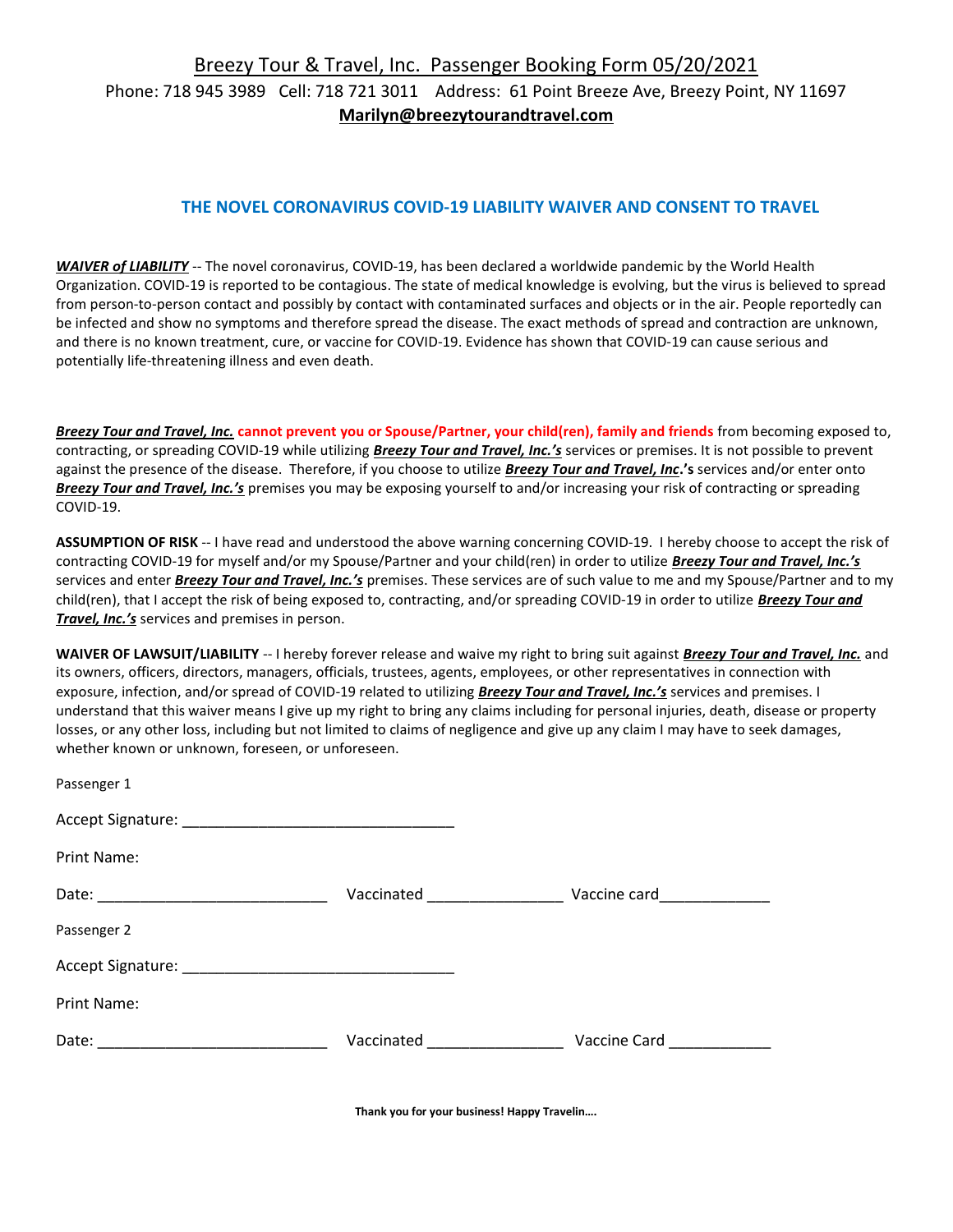Breezy Tour & Travel, Inc. Passenger Booking Form 05/20/2021

Phone: 718 945 3989 Cell: 718 721 3011 Address: 61 Point Breeze Ave, Breezy Point, NY 11697

**Marilyn@breezytourandtravel.com**

## THE NOVEL CORONAVIRUS COVID-19 LIABILITY WAIVER AND CONSENT TO TRAVEL

***WAIVER of LIABILITY*** -- The novel coronavirus, COVID-19, has been declared a worldwide pandemic by the World Health Organization. COVID-19 is reported to be contagious. The state of medical knowledge is evolving, but the virus is believed to spread from person-to-person contact and possibly by contact with contaminated surfaces and objects or in the air. People reportedly can be infected and show no symptoms and therefore spread the disease. The exact methods of spread and contraction are unknown, and there is no known treatment, cure, or vaccine for COVID-19. Evidence has shown that COVID-19 can cause serious and potentially life-threatening illness and even death.

***Breezy Tour and Travel, Inc.*** **cannot prevent you or Spouse/Partner, your child(ren), family and friends** from becoming exposed to, contracting, or spreading COVID-19 while utilizing ***Breezy Tour and Travel, Inc.'s*** services or premises. It is not possible to prevent against the presence of the disease. Therefore, if you choose to utilize ***Breezy Tour and Travel, Inc*****.'s** services and/or enter onto ***Breezy Tour and Travel, Inc.'s*** premises you may be exposing yourself to and/or increasing your risk of contracting or spreading COVID-19.

**ASSUMPTION OF RISK** -- I have read and understood the above warning concerning COVID-19. I hereby choose to accept the risk of contracting COVID-19 for myself and/or my Spouse/Partner and your child(ren) in order to utilize ***Breezy Tour and Travel, Inc.'s*** services and enter ***Breezy Tour and Travel, Inc.'s*** premises. These services are of such value to me and my Spouse/Partner and to my child(ren), that I accept the risk of being exposed to, contracting, and/or spreading COVID-19 in order to utilize ***Breezy Tour and Travel, Inc.'s*** services and premises in person.

**WAIVER OF LAWSUIT/LIABILITY** -- I hereby forever release and waive my right to bring suit against ***Breezy Tour and Travel, Inc.*** and its owners, officers, directors, managers, officials, trustees, agents, employees, or other representatives in connection with exposure, infection, and/or spread of COVID-19 related to utilizing ***Breezy Tour and Travel, Inc.'s*** services and premises. I understand that this waiver means I give up my right to bring any claims including for personal injuries, death, disease or property losses, or any other loss, including but not limited to claims of negligence and give up any claim I may have to seek damages, whether known or unknown, foreseen, or unforeseen.

Passenger 1

Accept Signature: ________________________________

Print Name:

Date: ___________________________ Vaccinated ________________ Vaccine card_____________

Passenger 2

Accept Signature: ________________________________

Print Name:

Date: ___________________________ Vaccinated ________________ Vaccine Card ____________

**Thank you for your business! Happy Travelin….**